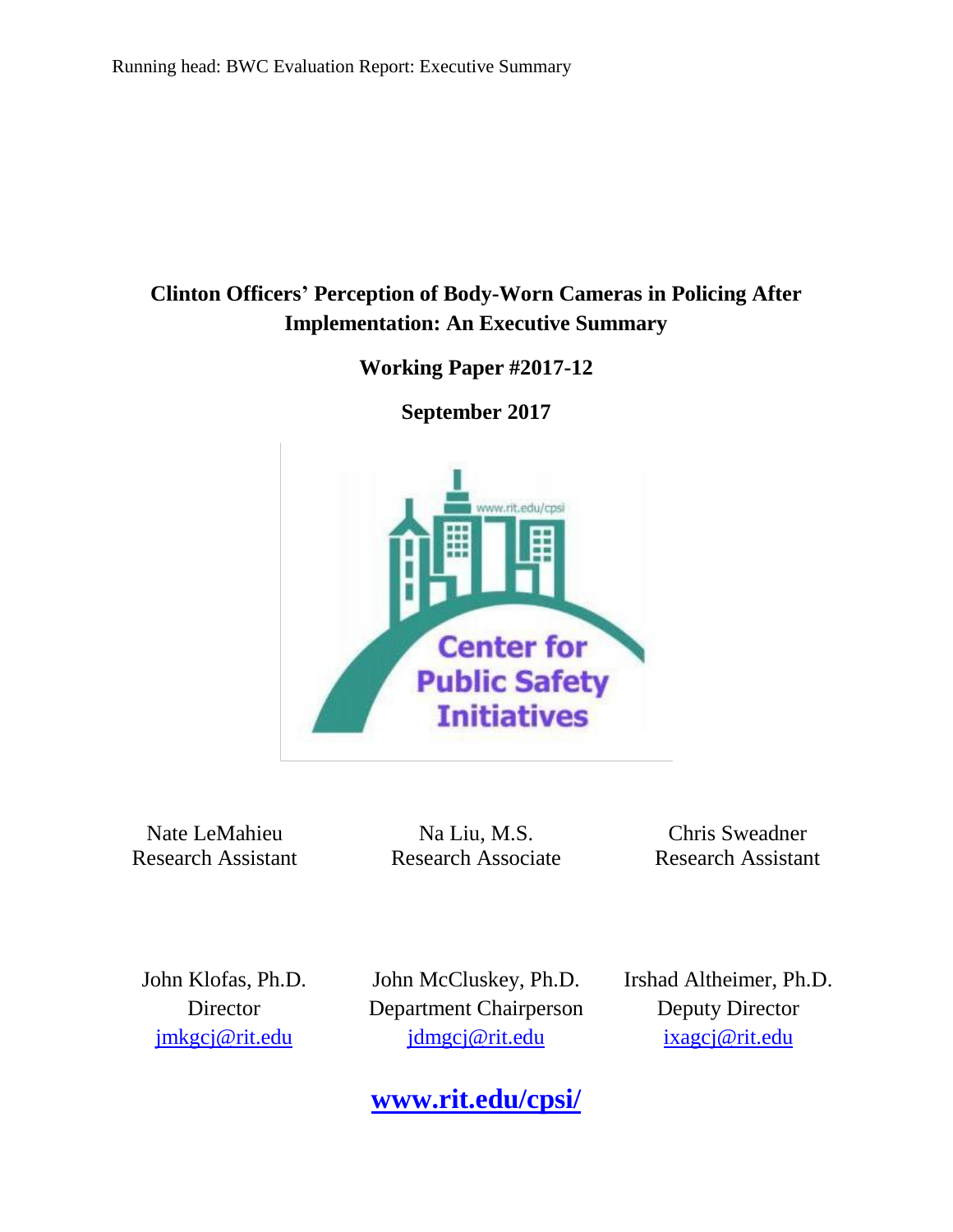# Clinton Officers' Perception of Body-Worn Cameras in Policing After Implementation: An Executive Summary

**Working Paper #2017-12**

**September 2017**

Nate LeMahieu
Research Assistant

Na Liu, M.S.
Research Associate

Chris Sweadner
Research Assistant

John Klofas, Ph.D.
Director
jmkgcj@rit.edu

John McCluskey, Ph.D.
Department Chairperson
jdmgcj@rit.edu

Irshad Altheimer, Ph.D.
Deputy Director
ixagcj@rit.edu

**www.rit.edu/cpsi/**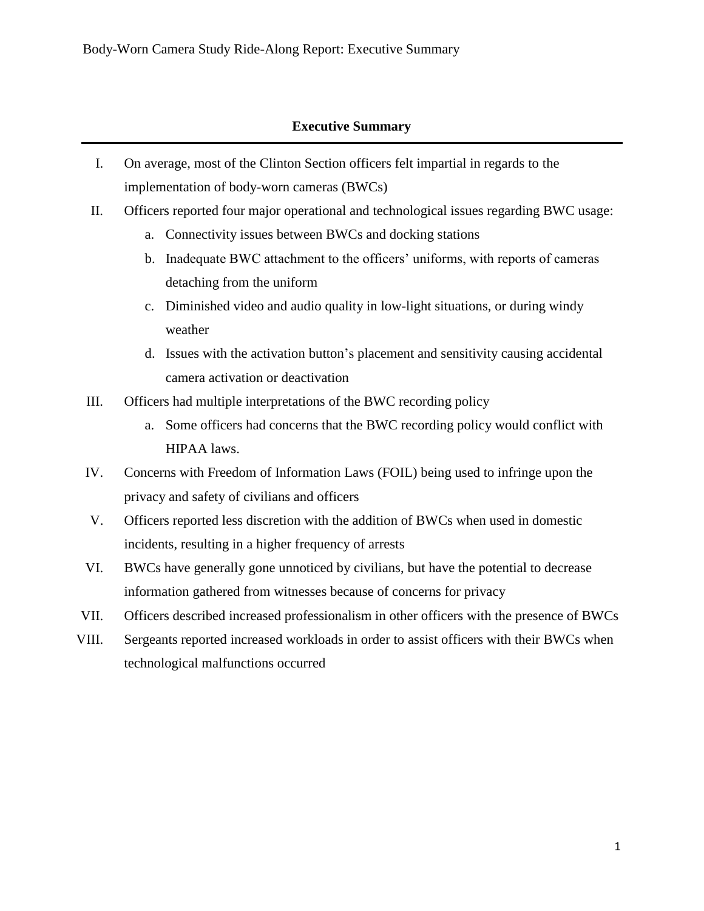## Executive Summary

I. On average, most of the Clinton Section officers felt impartial in regards to the implementation of body-worn cameras (BWCs)

II. Officers reported four major operational and technological issues regarding BWC usage:
   - a. Connectivity issues between BWCs and docking stations
   - b. Inadequate BWC attachment to the officers' uniforms, with reports of cameras detaching from the uniform
   - c. Diminished video and audio quality in low-light situations, or during windy weather
   - d. Issues with the activation button's placement and sensitivity causing accidental camera activation or deactivation

III. Officers had multiple interpretations of the BWC recording policy
   - a. Some officers had concerns that the BWC recording policy would conflict with HIPAA laws.

IV. Concerns with Freedom of Information Laws (FOIL) being used to infringe upon the privacy and safety of civilians and officers

V. Officers reported less discretion with the addition of BWCs when used in domestic incidents, resulting in a higher frequency of arrests

VI. BWCs have generally gone unnoticed by civilians, but have the potential to decrease information gathered from witnesses because of concerns for privacy

VII. Officers described increased professionalism in other officers with the presence of BWCs

VIII. Sergeants reported increased workloads in order to assist officers with their BWCs when technological malfunctions occurred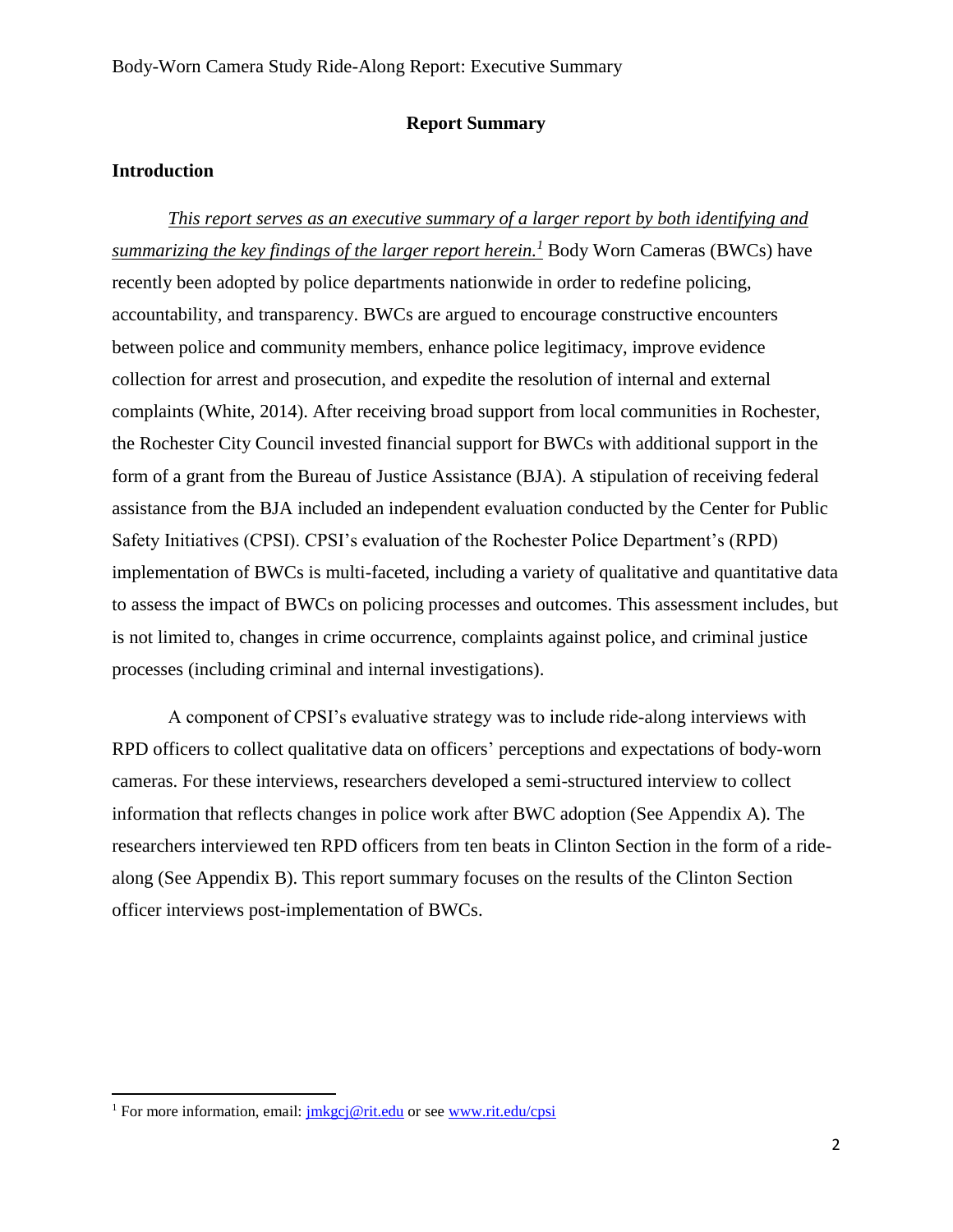## Report Summary

### Introduction

*This report serves as an executive summary of a larger report by both identifying and summarizing the key findings of the larger report herein.*[1] Body Worn Cameras (BWCs) have recently been adopted by police departments nationwide in order to redefine policing, accountability, and transparency. BWCs are argued to encourage constructive encounters between police and community members, enhance police legitimacy, improve evidence collection for arrest and prosecution, and expedite the resolution of internal and external complaints (White, 2014). After receiving broad support from local communities in Rochester, the Rochester City Council invested financial support for BWCs with additional support in the form of a grant from the Bureau of Justice Assistance (BJA). A stipulation of receiving federal assistance from the BJA included an independent evaluation conducted by the Center for Public Safety Initiatives (CPSI). CPSI's evaluation of the Rochester Police Department's (RPD) implementation of BWCs is multi-faceted, including a variety of qualitative and quantitative data to assess the impact of BWCs on policing processes and outcomes. This assessment includes, but is not limited to, changes in crime occurrence, complaints against police, and criminal justice processes (including criminal and internal investigations).

A component of CPSI's evaluative strategy was to include ride-along interviews with RPD officers to collect qualitative data on officers' perceptions and expectations of body-worn cameras. For these interviews, researchers developed a semi-structured interview to collect information that reflects changes in police work after BWC adoption (See Appendix A). The researchers interviewed ten RPD officers from ten beats in Clinton Section in the form of a ride-along (See Appendix B). This report summary focuses on the results of the Clinton Section officer interviews post-implementation of BWCs.

[1] For more information, email: jmkgcj@rit.edu or see www.rit.edu/cpsi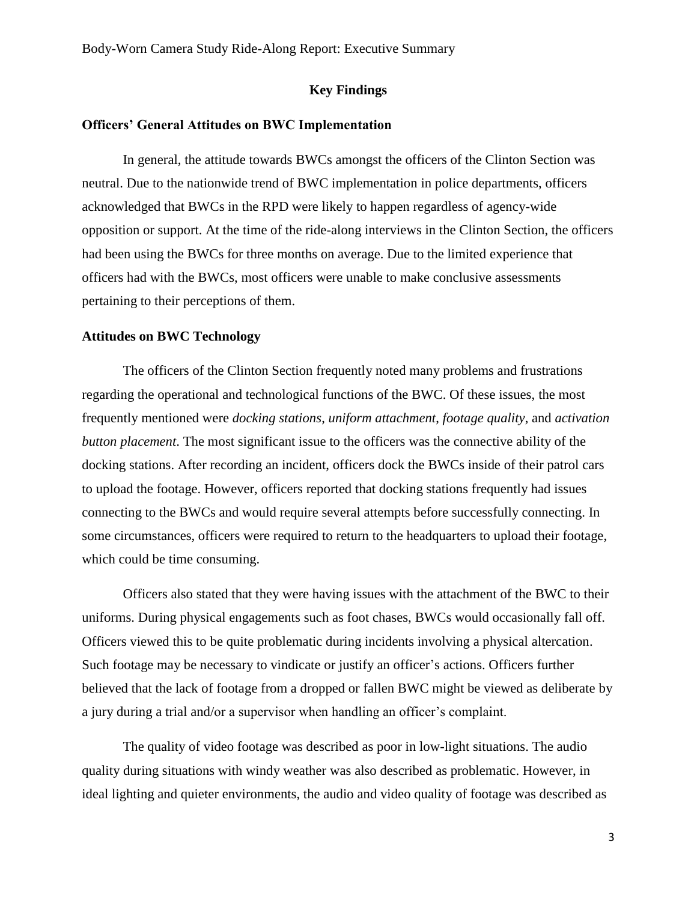## Key Findings

### Officers' General Attitudes on BWC Implementation

In general, the attitude towards BWCs amongst the officers of the Clinton Section was neutral. Due to the nationwide trend of BWC implementation in police departments, officers acknowledged that BWCs in the RPD were likely to happen regardless of agency-wide opposition or support. At the time of the ride-along interviews in the Clinton Section, the officers had been using the BWCs for three months on average. Due to the limited experience that officers had with the BWCs, most officers were unable to make conclusive assessments pertaining to their perceptions of them.

### Attitudes on BWC Technology

The officers of the Clinton Section frequently noted many problems and frustrations regarding the operational and technological functions of the BWC. Of these issues, the most frequently mentioned were *docking stations*, *uniform attachment*, *footage quality*, and *activation button placement*. The most significant issue to the officers was the connective ability of the docking stations. After recording an incident, officers dock the BWCs inside of their patrol cars to upload the footage. However, officers reported that docking stations frequently had issues connecting to the BWCs and would require several attempts before successfully connecting. In some circumstances, officers were required to return to the headquarters to upload their footage, which could be time consuming.

Officers also stated that they were having issues with the attachment of the BWC to their uniforms. During physical engagements such as foot chases, BWCs would occasionally fall off. Officers viewed this to be quite problematic during incidents involving a physical altercation. Such footage may be necessary to vindicate or justify an officer's actions. Officers further believed that the lack of footage from a dropped or fallen BWC might be viewed as deliberate by a jury during a trial and/or a supervisor when handling an officer's complaint.

The quality of video footage was described as poor in low-light situations. The audio quality during situations with windy weather was also described as problematic. However, in ideal lighting and quieter environments, the audio and video quality of footage was described as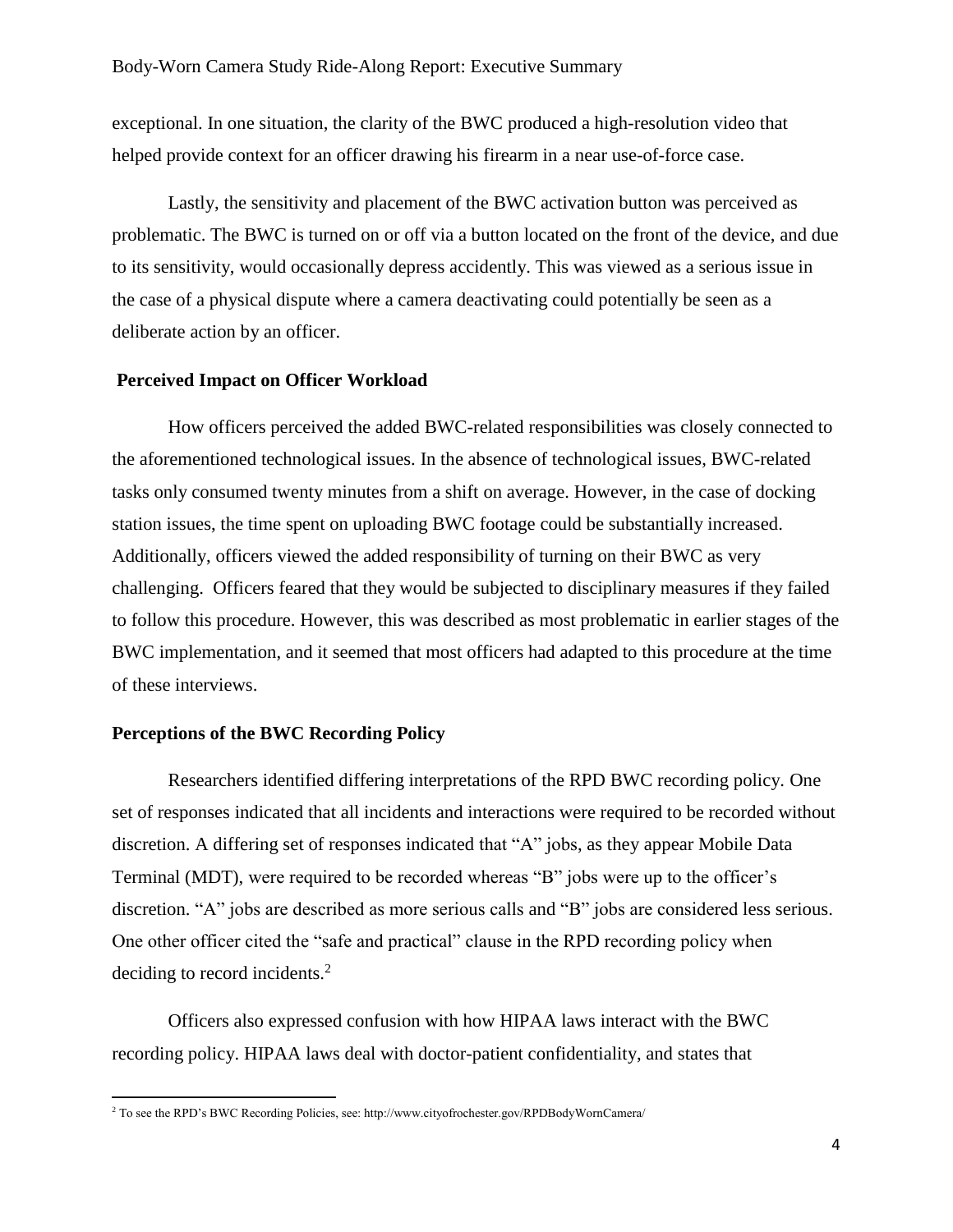exceptional. In one situation, the clarity of the BWC produced a high-resolution video that helped provide context for an officer drawing his firearm in a near use-of-force case.

Lastly, the sensitivity and placement of the BWC activation button was perceived as problematic. The BWC is turned on or off via a button located on the front of the device, and due to its sensitivity, would occasionally depress accidently. This was viewed as a serious issue in the case of a physical dispute where a camera deactivating could potentially be seen as a deliberate action by an officer.

### Perceived Impact on Officer Workload

How officers perceived the added BWC-related responsibilities was closely connected to the aforementioned technological issues. In the absence of technological issues, BWC-related tasks only consumed twenty minutes from a shift on average. However, in the case of docking station issues, the time spent on uploading BWC footage could be substantially increased. Additionally, officers viewed the added responsibility of turning on their BWC as very challenging. Officers feared that they would be subjected to disciplinary measures if they failed to follow this procedure. However, this was described as most problematic in earlier stages of the BWC implementation, and it seemed that most officers had adapted to this procedure at the time of these interviews.

### Perceptions of the BWC Recording Policy

Researchers identified differing interpretations of the RPD BWC recording policy. One set of responses indicated that all incidents and interactions were required to be recorded without discretion. A differing set of responses indicated that "A" jobs, as they appear Mobile Data Terminal (MDT), were required to be recorded whereas "B" jobs were up to the officer's discretion. "A" jobs are described as more serious calls and "B" jobs are considered less serious. One other officer cited the "safe and practical" clause in the RPD recording policy when deciding to record incidents.[2]

Officers also expressed confusion with how HIPAA laws interact with the BWC recording policy. HIPAA laws deal with doctor-patient confidentiality, and states that

[2] To see the RPD's BWC Recording Policies, see: http://www.cityofrochester.gov/RPDBodyWornCamera/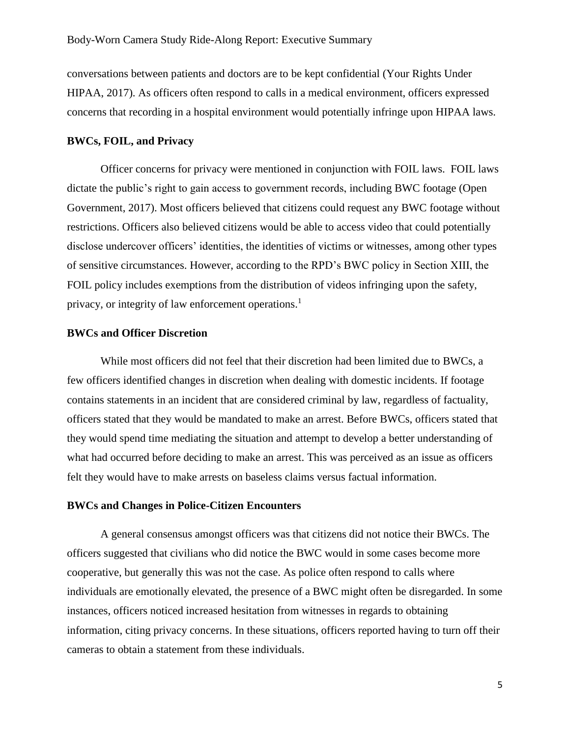conversations between patients and doctors are to be kept confidential (Your Rights Under HIPAA, 2017). As officers often respond to calls in a medical environment, officers expressed concerns that recording in a hospital environment would potentially infringe upon HIPAA laws.

**BWCs, FOIL, and Privacy**

Officer concerns for privacy were mentioned in conjunction with FOIL laws. FOIL laws dictate the public's right to gain access to government records, including BWC footage (Open Government, 2017). Most officers believed that citizens could request any BWC footage without restrictions. Officers also believed citizens would be able to access video that could potentially disclose undercover officers' identities, the identities of victims or witnesses, among other types of sensitive circumstances. However, according to the RPD's BWC policy in Section XIII, the FOIL policy includes exemptions from the distribution of videos infringing upon the safety, privacy, or integrity of law enforcement operations.[1]

**BWCs and Officer Discretion**

While most officers did not feel that their discretion had been limited due to BWCs, a few officers identified changes in discretion when dealing with domestic incidents. If footage contains statements in an incident that are considered criminal by law, regardless of factuality, officers stated that they would be mandated to make an arrest. Before BWCs, officers stated that they would spend time mediating the situation and attempt to develop a better understanding of what had occurred before deciding to make an arrest. This was perceived as an issue as officers felt they would have to make arrests on baseless claims versus factual information.

**BWCs and Changes in Police-Citizen Encounters**

A general consensus amongst officers was that citizens did not notice their BWCs. The officers suggested that civilians who did notice the BWC would in some cases become more cooperative, but generally this was not the case. As police often respond to calls where individuals are emotionally elevated, the presence of a BWC might often be disregarded. In some instances, officers noticed increased hesitation from witnesses in regards to obtaining information, citing privacy concerns. In these situations, officers reported having to turn off their cameras to obtain a statement from these individuals.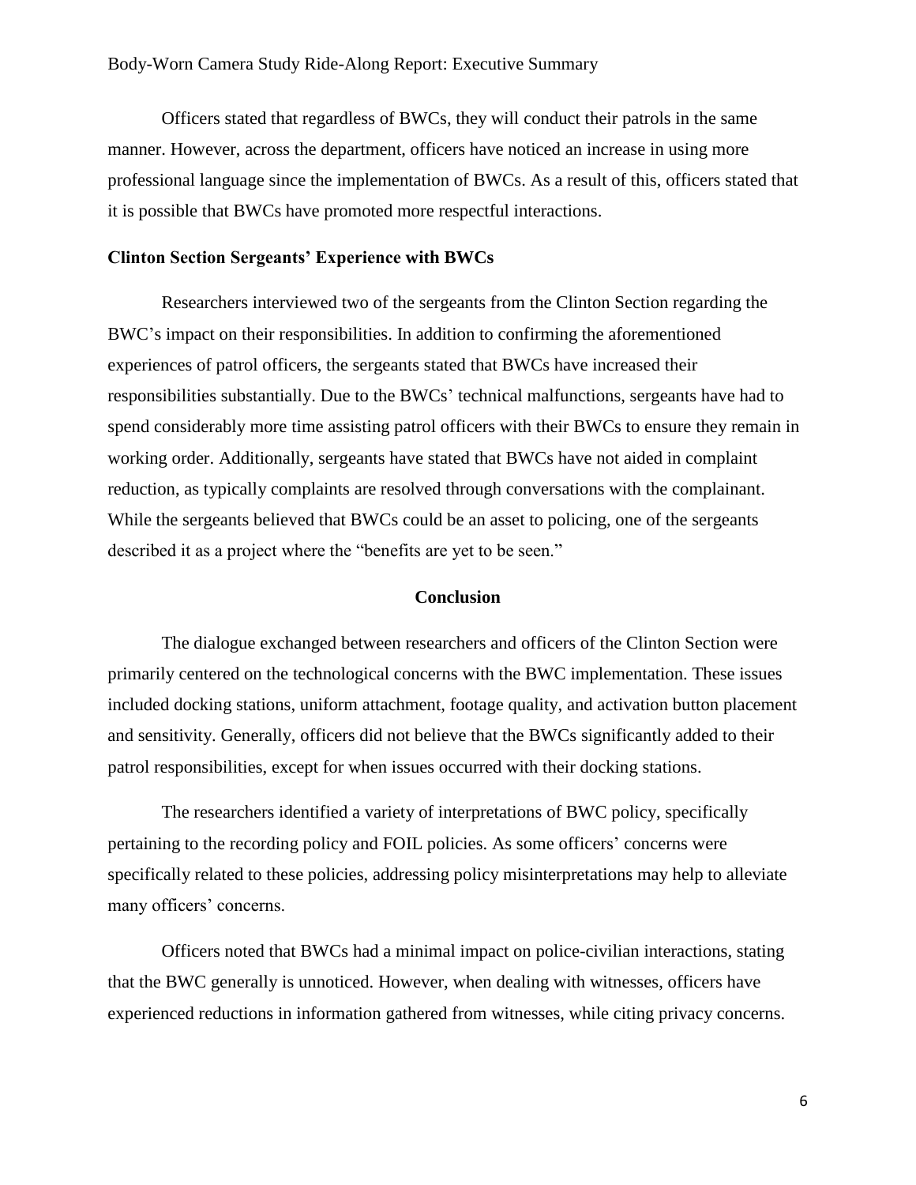Officers stated that regardless of BWCs, they will conduct their patrols in the same manner. However, across the department, officers have noticed an increase in using more professional language since the implementation of BWCs. As a result of this, officers stated that it is possible that BWCs have promoted more respectful interactions.

### Clinton Section Sergeants' Experience with BWCs

Researchers interviewed two of the sergeants from the Clinton Section regarding the BWC's impact on their responsibilities. In addition to confirming the aforementioned experiences of patrol officers, the sergeants stated that BWCs have increased their responsibilities substantially. Due to the BWCs' technical malfunctions, sergeants have had to spend considerably more time assisting patrol officers with their BWCs to ensure they remain in working order. Additionally, sergeants have stated that BWCs have not aided in complaint reduction, as typically complaints are resolved through conversations with the complainant. While the sergeants believed that BWCs could be an asset to policing, one of the sergeants described it as a project where the "benefits are yet to be seen."

## Conclusion

The dialogue exchanged between researchers and officers of the Clinton Section were primarily centered on the technological concerns with the BWC implementation. These issues included docking stations, uniform attachment, footage quality, and activation button placement and sensitivity. Generally, officers did not believe that the BWCs significantly added to their patrol responsibilities, except for when issues occurred with their docking stations.

The researchers identified a variety of interpretations of BWC policy, specifically pertaining to the recording policy and FOIL policies. As some officers' concerns were specifically related to these policies, addressing policy misinterpretations may help to alleviate many officers' concerns.

Officers noted that BWCs had a minimal impact on police-civilian interactions, stating that the BWC generally is unnoticed. However, when dealing with witnesses, officers have experienced reductions in information gathered from witnesses, while citing privacy concerns.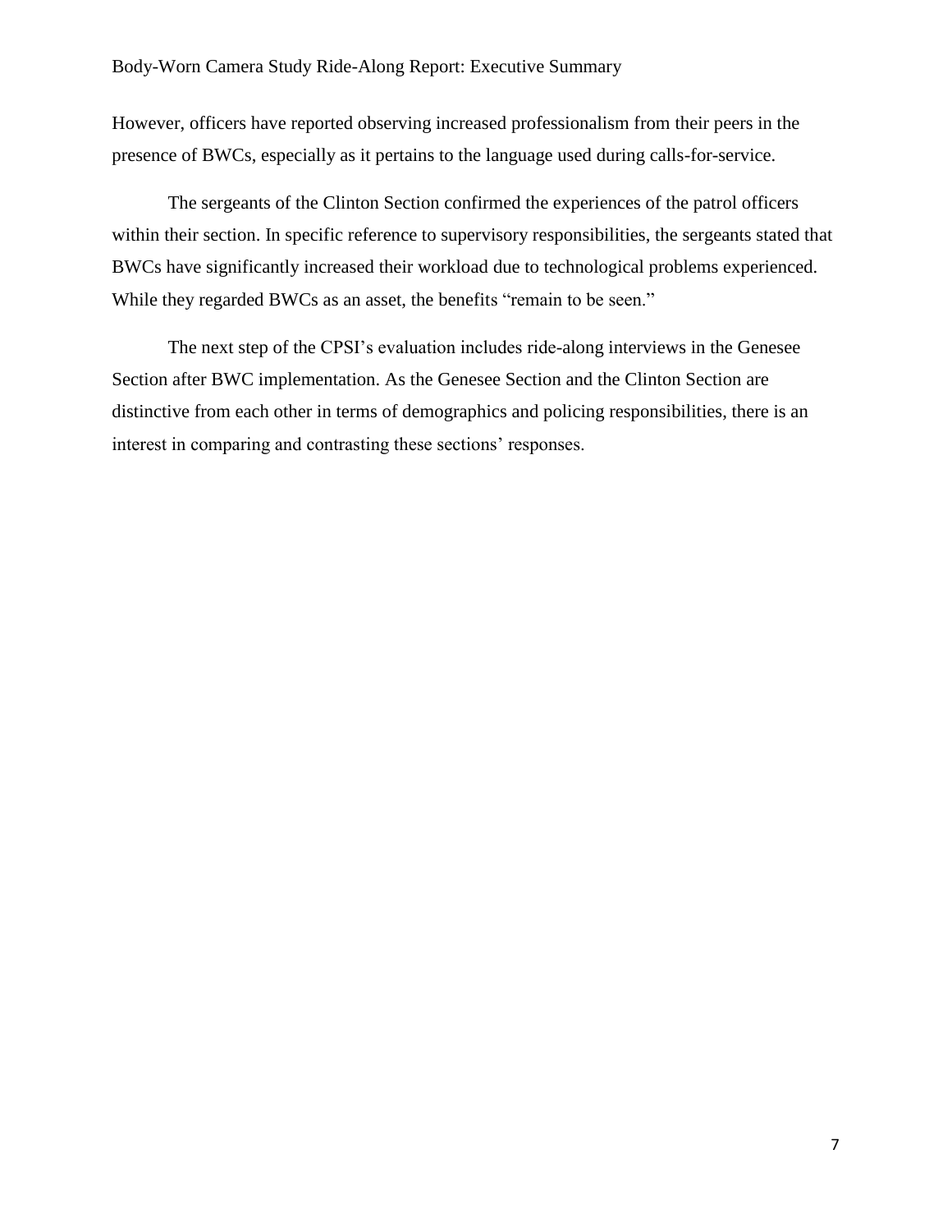However, officers have reported observing increased professionalism from their peers in the presence of BWCs, especially as it pertains to the language used during calls-for-service.

The sergeants of the Clinton Section confirmed the experiences of the patrol officers within their section. In specific reference to supervisory responsibilities, the sergeants stated that BWCs have significantly increased their workload due to technological problems experienced. While they regarded BWCs as an asset, the benefits "remain to be seen."

The next step of the CPSI's evaluation includes ride-along interviews in the Genesee Section after BWC implementation. As the Genesee Section and the Clinton Section are distinctive from each other in terms of demographics and policing responsibilities, there is an interest in comparing and contrasting these sections' responses.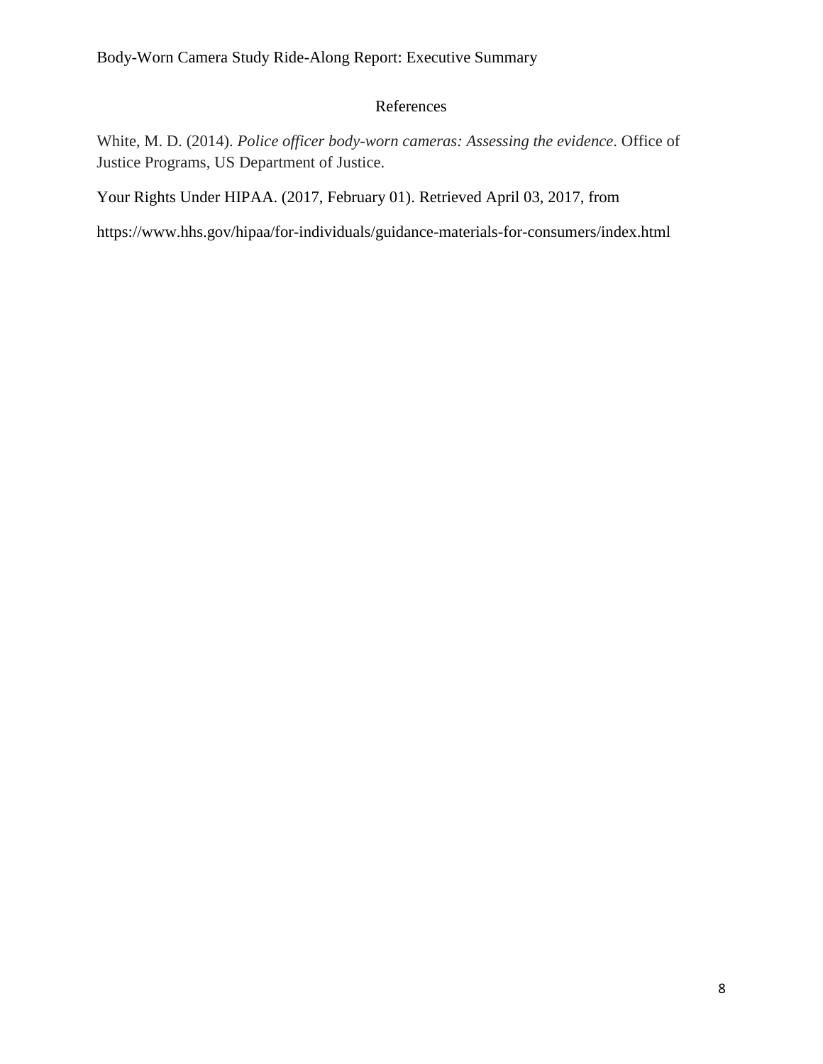## References

White, M. D. (2014). *Police officer body-worn cameras: Assessing the evidence*. Office of Justice Programs, US Department of Justice.

Your Rights Under HIPAA. (2017, February 01). Retrieved April 03, 2017, from

https://www.hhs.gov/hipaa/for-individuals/guidance-materials-for-consumers/index.html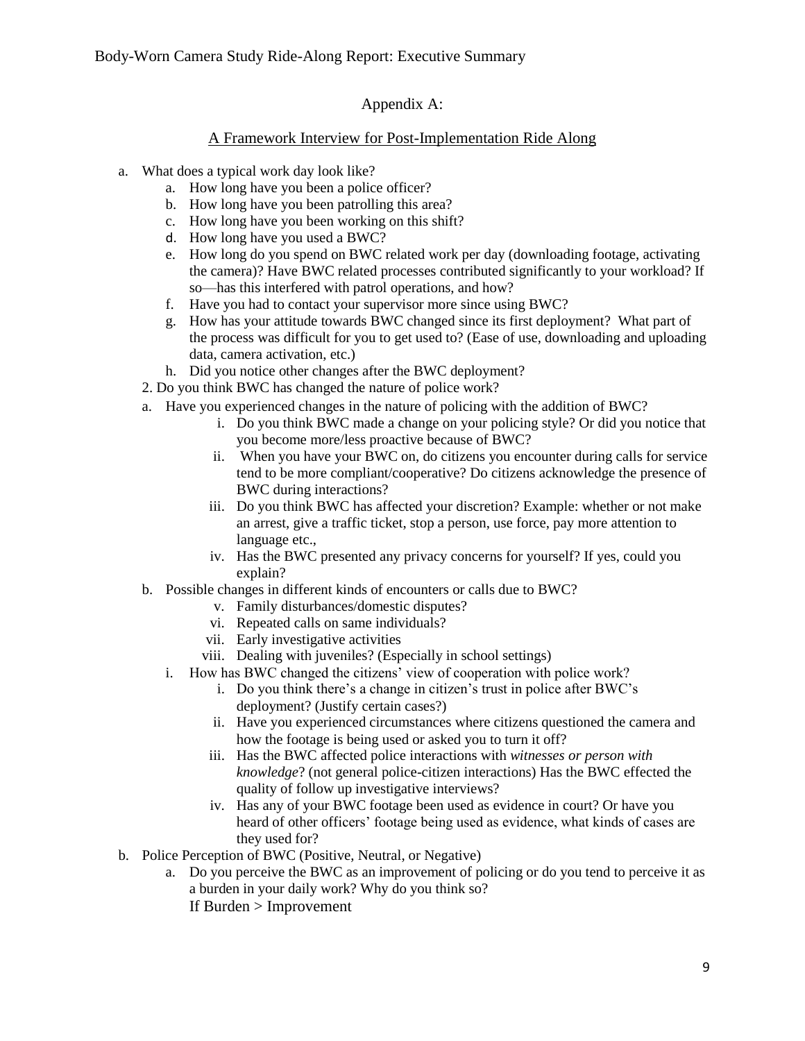## Appendix A:

### A Framework Interview for Post-Implementation Ride Along

a. What does a typical work day look like?
   a. How long have you been a police officer?
   b. How long have you been patrolling this area?
   c. How long have you been working on this shift?
   d. How long have you used a BWC?
   e. How long do you spend on BWC related work per day (downloading footage, activating the camera)? Have BWC related processes contributed significantly to your workload? If so—has this interfered with patrol operations, and how?
   f. Have you had to contact your supervisor more since using BWC?
   g. How has your attitude towards BWC changed since its first deployment? What part of the process was difficult for you to get used to? (Ease of use, downloading and uploading data, camera activation, etc.)
   h. Did you notice other changes after the BWC deployment?

   2. Do you think BWC has changed the nature of police work?

   a. Have you experienced changes in the nature of policing with the addition of BWC?
      i. Do you think BWC made a change on your policing style? Or did you notice that you become more/less proactive because of BWC?
      ii. When you have your BWC on, do citizens you encounter during calls for service tend to be more compliant/cooperative? Do citizens acknowledge the presence of BWC during interactions?
      iii. Do you think BWC has affected your discretion? Example: whether or not make an arrest, give a traffic ticket, stop a person, use force, pay more attention to language etc.,
      iv. Has the BWC presented any privacy concerns for yourself? If yes, could you explain?
   b. Possible changes in different kinds of encounters or calls due to BWC?
      v. Family disturbances/domestic disputes?
      vi. Repeated calls on same individuals?
      vii. Early investigative activities
      viii. Dealing with juveniles? (Especially in school settings)
   i. How has BWC changed the citizens' view of cooperation with police work?
      i. Do you think there's a change in citizen's trust in police after BWC's deployment? (Justify certain cases?)
      ii. Have you experienced circumstances where citizens questioned the camera and how the footage is being used or asked you to turn it off?
      iii. Has the BWC affected police interactions with *witnesses or person with knowledge*? (not general police-citizen interactions) Has the BWC effected the quality of follow up investigative interviews?
      iv. Has any of your BWC footage been used as evidence in court? Or have you heard of other officers' footage being used as evidence, what kinds of cases are they used for?

b. Police Perception of BWC (Positive, Neutral, or Negative)
   a. Do you perceive the BWC as an improvement of policing or do you tend to perceive it as a burden in your daily work? Why do you think so?
      If Burden > Improvement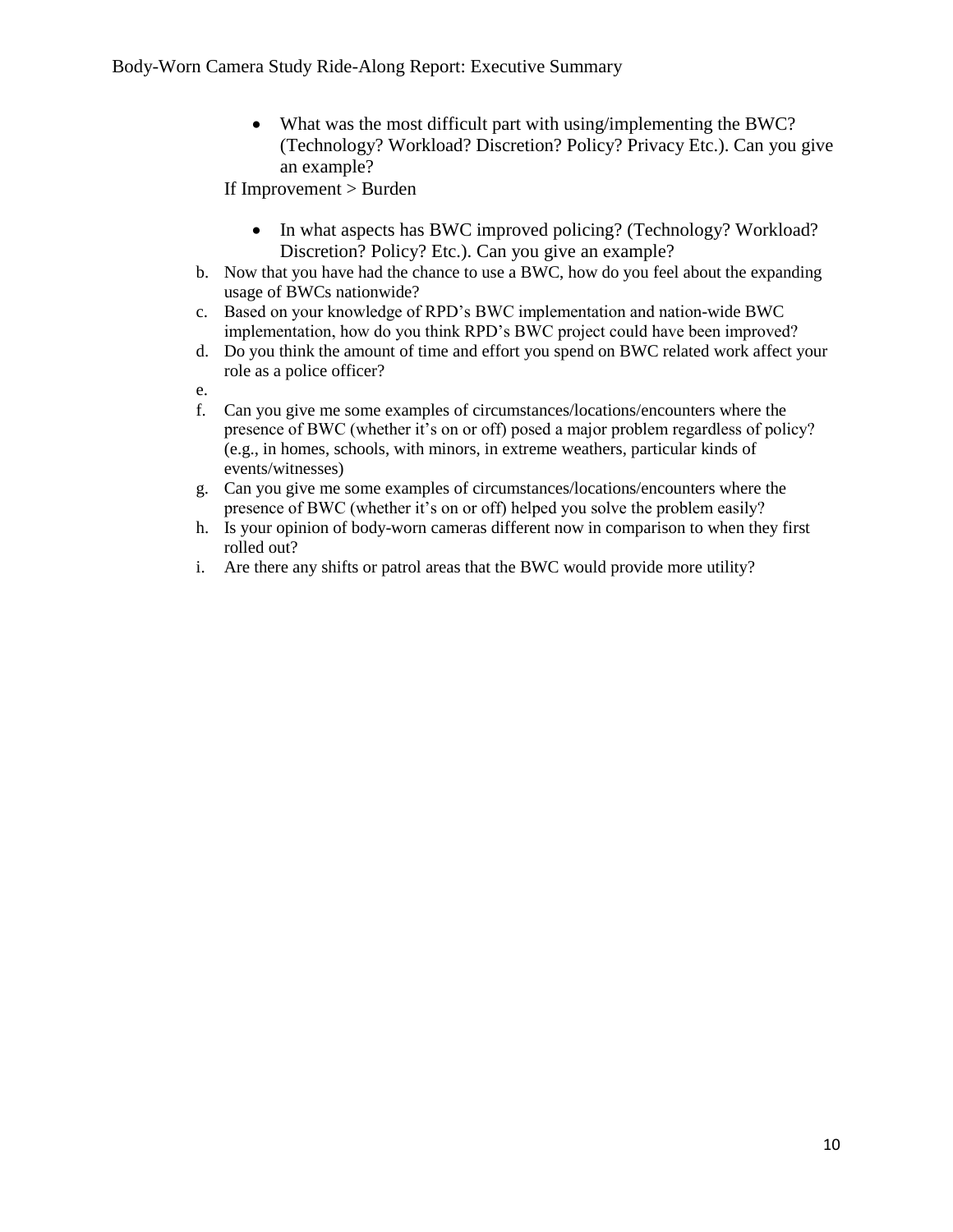- What was the most difficult part with using/implementing the BWC? (Technology? Workload? Discretion? Policy? Privacy Etc.). Can you give an example?

If Improvement > Burden

- In what aspects has BWC improved policing? (Technology? Workload? Discretion? Policy? Etc.). Can you give an example?

b. Now that you have had the chance to use a BWC, how do you feel about the expanding usage of BWCs nationwide?
c. Based on your knowledge of RPD's BWC implementation and nation-wide BWC implementation, how do you think RPD's BWC project could have been improved?
d. Do you think the amount of time and effort you spend on BWC related work affect your role as a police officer?
e.
f. Can you give me some examples of circumstances/locations/encounters where the presence of BWC (whether it's on or off) posed a major problem regardless of policy? (e.g., in homes, schools, with minors, in extreme weathers, particular kinds of events/witnesses)
g. Can you give me some examples of circumstances/locations/encounters where the presence of BWC (whether it's on or off) helped you solve the problem easily?
h. Is your opinion of body-worn cameras different now in comparison to when they first rolled out?
i. Are there any shifts or patrol areas that the BWC would provide more utility?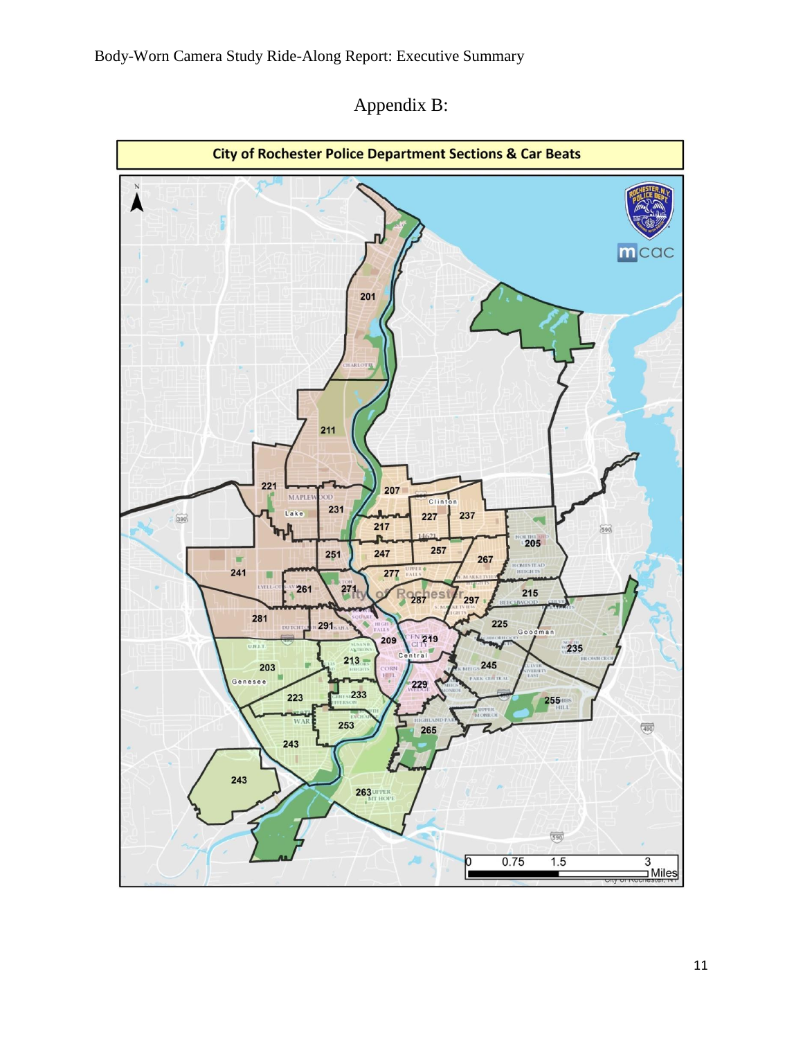# Appendix B:

City of Rochester Police Department Sections & Car Beats

201
211
221
231
207
217
227
237
205
241
251
247
257
267
261
271
277
287
297
215
281
291
209
219
225
235
203
213
245
223
233
229
255
253
265
243
243
263

0 0.75 1.5 3 Miles